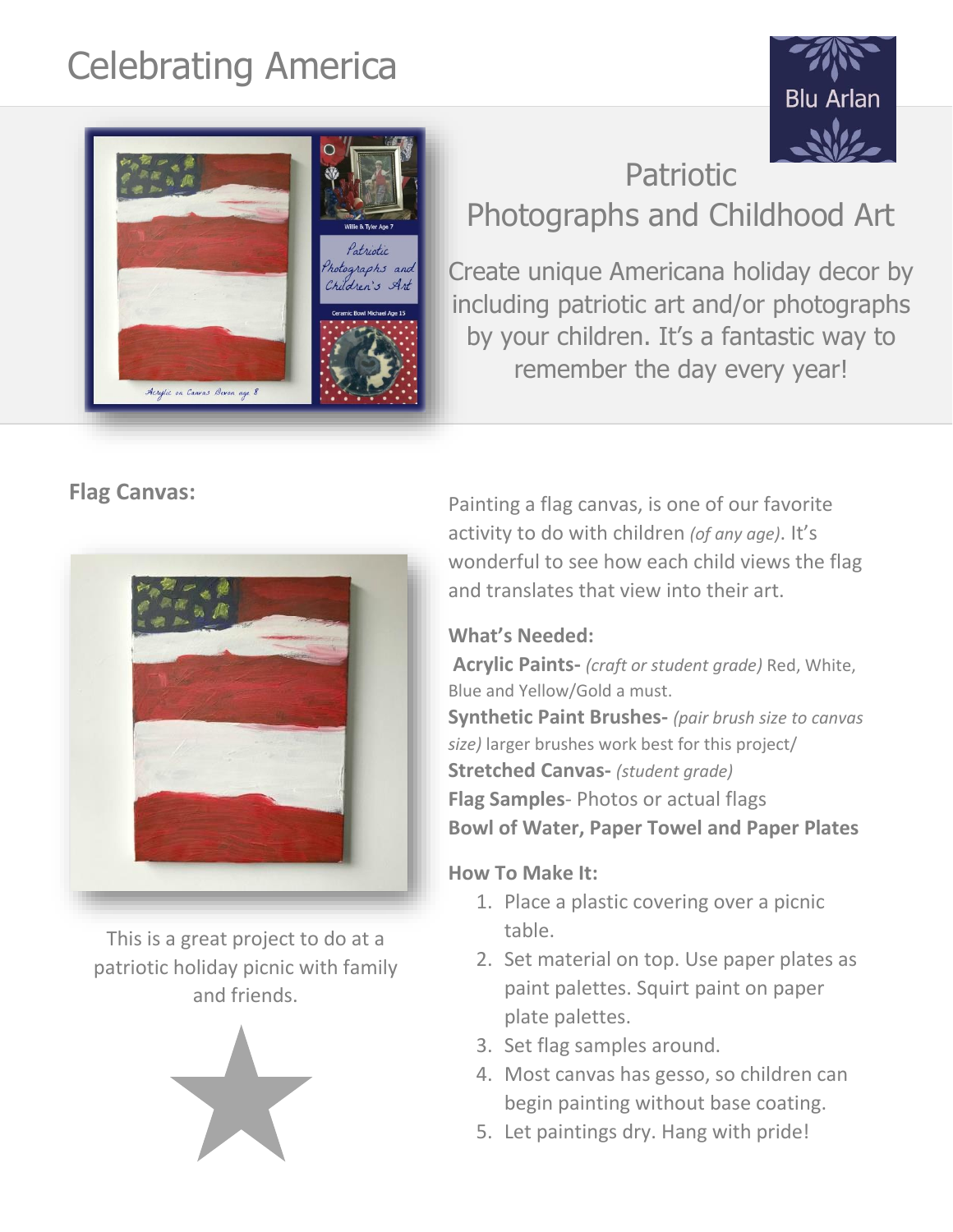# Celebrating America

Blu Arlan

## Patriotic Photographs and Childhood Art

Create unique Americana holiday decor by including patriotic art and/or photographs by your children. It's a fantastic way to remember the day every year!

### Flag Canvas:

This is a great project to do at a patriotic holiday picnic with family and friends.

Painting a flag canvas, is one of our favorite activity to do with children *(of any age)*. It's wonderful to see how each child views the flag and translates that view into their art.

**What's Needed:**

**Acrylic Paints-** *(craft or student grade)* Red, White, Blue and Yellow/Gold a must.
**Synthetic Paint Brushes-** *(pair brush size to canvas size)* larger brushes work best for this project/
**Stretched Canvas-** *(student grade)*
**Flag Samples**- Photos or actual flags
**Bowl of Water, Paper Towel and Paper Plates**

**How To Make It:**

1. Place a plastic covering over a picnic table.
2. Set material on top. Use paper plates as paint palettes. Squirt paint on paper plate palettes.
3. Set flag samples around.
4. Most canvas has gesso, so children can begin painting without base coating.
5. Let paintings dry. Hang with pride!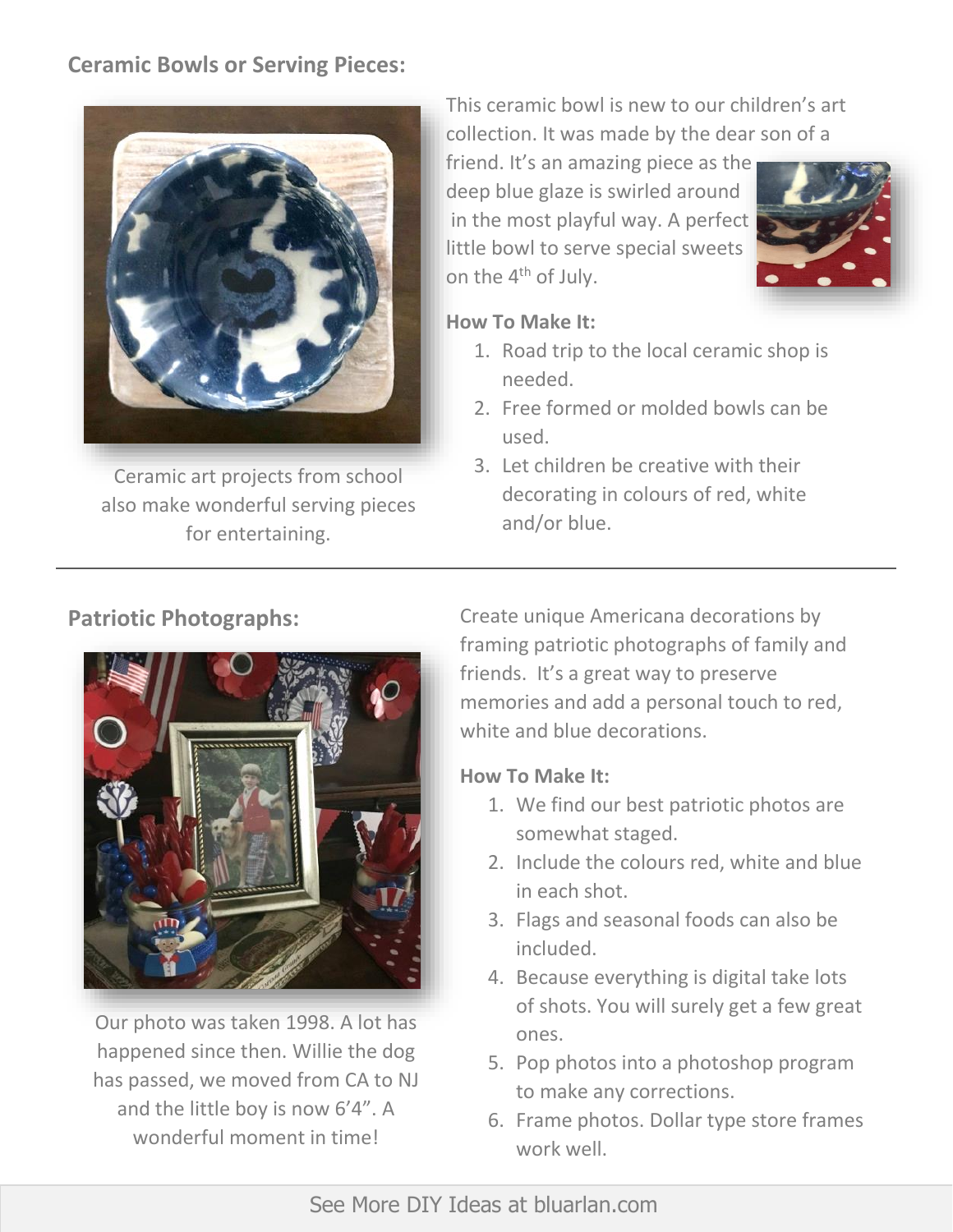## Ceramic Bowls or Serving Pieces:

Ceramic art projects from school also make wonderful serving pieces for entertaining.

This ceramic bowl is new to our children's art collection. It was made by the dear son of a friend. It's an amazing piece as the deep blue glaze is swirled around in the most playful way. A perfect little bowl to serve special sweets on the 4th of July.

**How To Make It:**

1. Road trip to the local ceramic shop is needed.
2. Free formed or molded bowls can be used.
3. Let children be creative with their decorating in colours of red, white and/or blue.

---

## Patriotic Photographs:

Our photo was taken 1998. A lot has happened since then. Willie the dog has passed, we moved from CA to NJ and the little boy is now 6'4". A wonderful moment in time!

Create unique Americana decorations by framing patriotic photographs of family and friends. It's a great way to preserve memories and add a personal touch to red, white and blue decorations.

**How To Make It:**

1. We find our best patriotic photos are somewhat staged.
2. Include the colours red, white and blue in each shot.
3. Flags and seasonal foods can also be included.
4. Because everything is digital take lots of shots. You will surely get a few great ones.
5. Pop photos into a photoshop program to make any corrections.
6. Frame photos. Dollar type store frames work well.

See More DIY Ideas at bluarlan.com